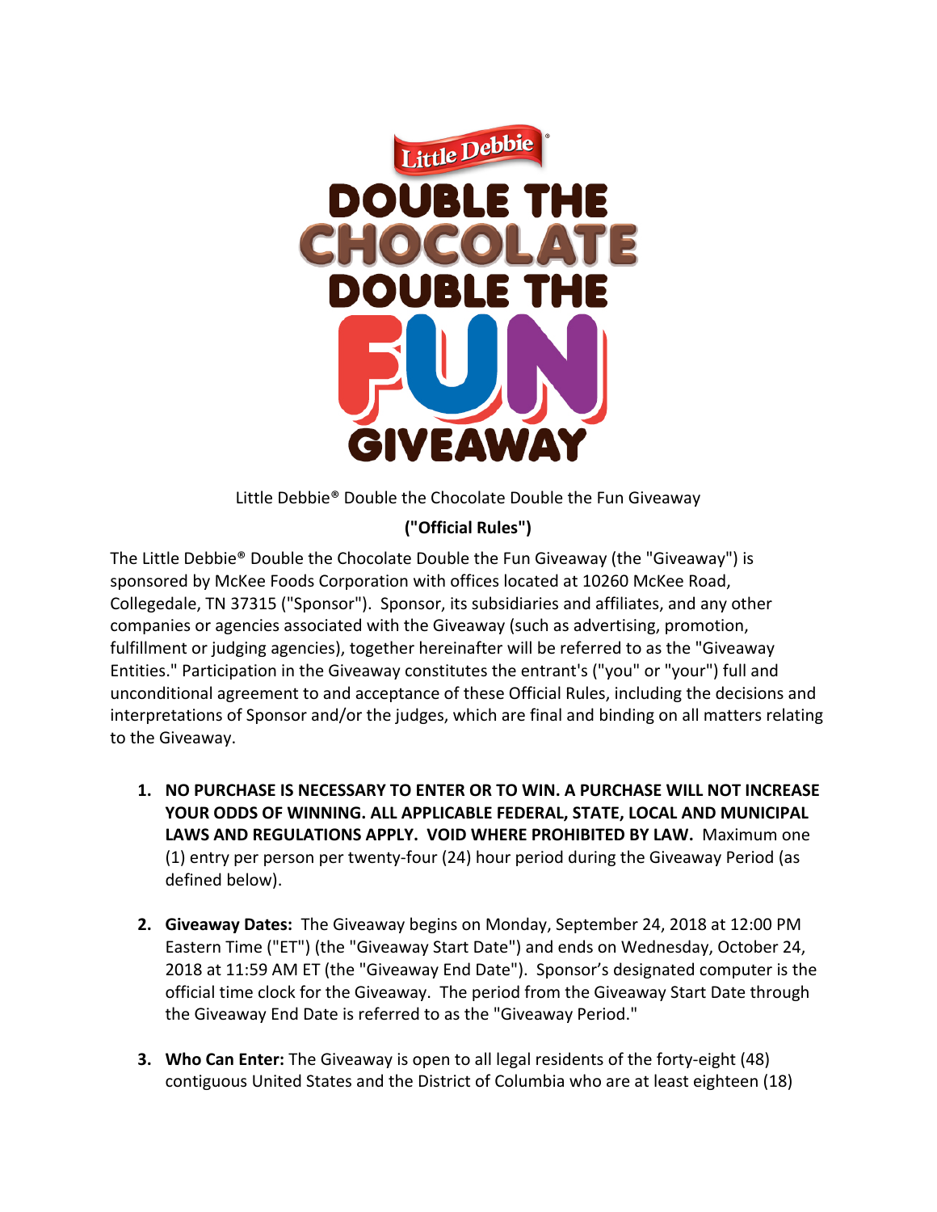Little Debbie®

# DOUBLE THE CHOCOLATE DOUBLE THE FUN GIVEAWAY

Little Debbie® Double the Chocolate Double the Fun Giveaway

**("Official Rules")**

The Little Debbie® Double the Chocolate Double the Fun Giveaway (the "Giveaway") is sponsored by McKee Foods Corporation with offices located at 10260 McKee Road, Collegedale, TN 37315 ("Sponsor"). Sponsor, its subsidiaries and affiliates, and any other companies or agencies associated with the Giveaway (such as advertising, promotion, fulfillment or judging agencies), together hereinafter will be referred to as the "Giveaway Entities." Participation in the Giveaway constitutes the entrant's ("you" or "your") full and unconditional agreement to and acceptance of these Official Rules, including the decisions and interpretations of Sponsor and/or the judges, which are final and binding on all matters relating to the Giveaway.

1. **NO PURCHASE IS NECESSARY TO ENTER OR TO WIN. A PURCHASE WILL NOT INCREASE YOUR ODDS OF WINNING. ALL APPLICABLE FEDERAL, STATE, LOCAL AND MUNICIPAL LAWS AND REGULATIONS APPLY. VOID WHERE PROHIBITED BY LAW.** Maximum one (1) entry per person per twenty-four (24) hour period during the Giveaway Period (as defined below).

2. **Giveaway Dates:** The Giveaway begins on Monday, September 24, 2018 at 12:00 PM Eastern Time ("ET") (the "Giveaway Start Date") and ends on Wednesday, October 24, 2018 at 11:59 AM ET (the "Giveaway End Date"). Sponsor's designated computer is the official time clock for the Giveaway. The period from the Giveaway Start Date through the Giveaway End Date is referred to as the "Giveaway Period."

3. **Who Can Enter:** The Giveaway is open to all legal residents of the forty-eight (48) contiguous United States and the District of Columbia who are at least eighteen (18)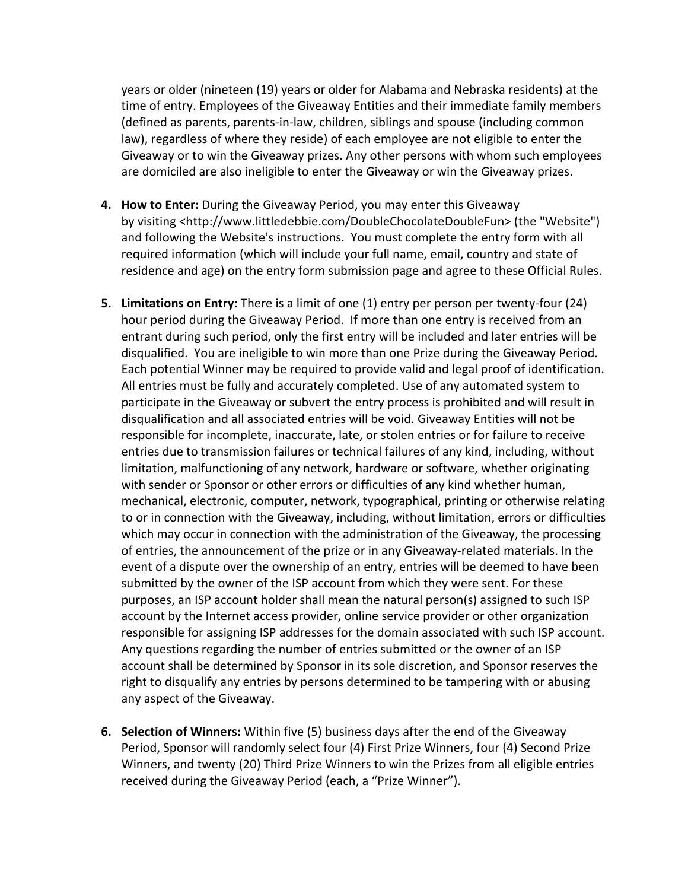years or older (nineteen (19) years or older for Alabama and Nebraska residents) at the time of entry. Employees of the Giveaway Entities and their immediate family members (defined as parents, parents-in-law, children, siblings and spouse (including common law), regardless of where they reside) of each employee are not eligible to enter the Giveaway or to win the Giveaway prizes. Any other persons with whom such employees are domiciled are also ineligible to enter the Giveaway or win the Giveaway prizes.

4. **How to Enter:** During the Giveaway Period, you may enter this Giveaway by visiting <http://www.littledebbie.com/DoubleChocolateDoubleFun> (the "Website") and following the Website's instructions. You must complete the entry form with all required information (which will include your full name, email, country and state of residence and age) on the entry form submission page and agree to these Official Rules.

5. **Limitations on Entry:** There is a limit of one (1) entry per person per twenty-four (24) hour period during the Giveaway Period. If more than one entry is received from an entrant during such period, only the first entry will be included and later entries will be disqualified. You are ineligible to win more than one Prize during the Giveaway Period. Each potential Winner may be required to provide valid and legal proof of identification. All entries must be fully and accurately completed. Use of any automated system to participate in the Giveaway or subvert the entry process is prohibited and will result in disqualification and all associated entries will be void. Giveaway Entities will not be responsible for incomplete, inaccurate, late, or stolen entries or for failure to receive entries due to transmission failures or technical failures of any kind, including, without limitation, malfunctioning of any network, hardware or software, whether originating with sender or Sponsor or other errors or difficulties of any kind whether human, mechanical, electronic, computer, network, typographical, printing or otherwise relating to or in connection with the Giveaway, including, without limitation, errors or difficulties which may occur in connection with the administration of the Giveaway, the processing of entries, the announcement of the prize or in any Giveaway-related materials. In the event of a dispute over the ownership of an entry, entries will be deemed to have been submitted by the owner of the ISP account from which they were sent. For these purposes, an ISP account holder shall mean the natural person(s) assigned to such ISP account by the Internet access provider, online service provider or other organization responsible for assigning ISP addresses for the domain associated with such ISP account. Any questions regarding the number of entries submitted or the owner of an ISP account shall be determined by Sponsor in its sole discretion, and Sponsor reserves the right to disqualify any entries by persons determined to be tampering with or abusing any aspect of the Giveaway.

6. **Selection of Winners:** Within five (5) business days after the end of the Giveaway Period, Sponsor will randomly select four (4) First Prize Winners, four (4) Second Prize Winners, and twenty (20) Third Prize Winners to win the Prizes from all eligible entries received during the Giveaway Period (each, a "Prize Winner").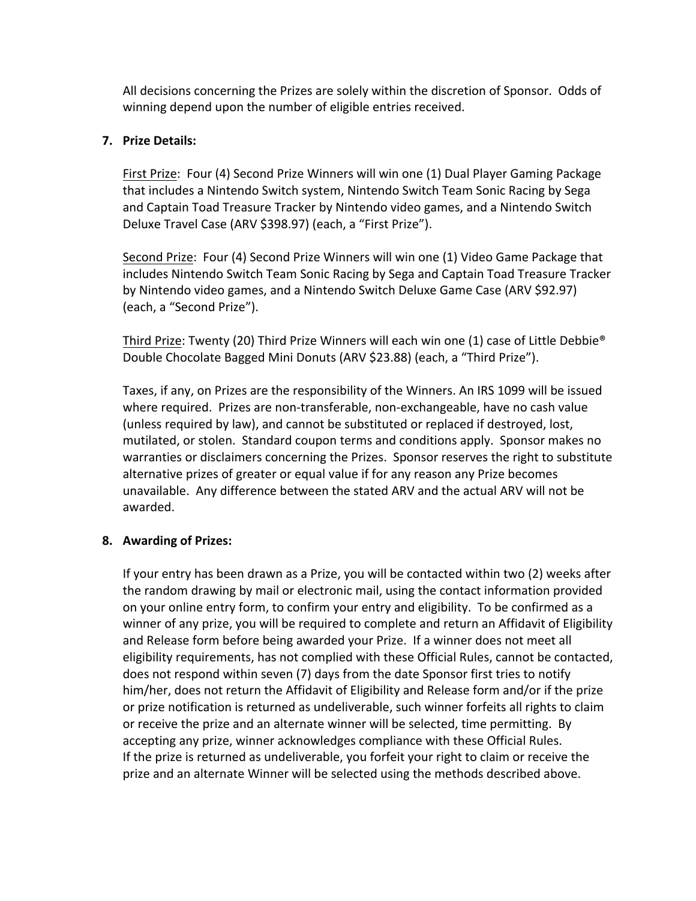All decisions concerning the Prizes are solely within the discretion of Sponsor. Odds of winning depend upon the number of eligible entries received.

7. **Prize Details:**

   First Prize: Four (4) Second Prize Winners will win one (1) Dual Player Gaming Package that includes a Nintendo Switch system, Nintendo Switch Team Sonic Racing by Sega and Captain Toad Treasure Tracker by Nintendo video games, and a Nintendo Switch Deluxe Travel Case (ARV $398.97) (each, a "First Prize").

   Second Prize: Four (4) Second Prize Winners will win one (1) Video Game Package that includes Nintendo Switch Team Sonic Racing by Sega and Captain Toad Treasure Tracker by Nintendo video games, and a Nintendo Switch Deluxe Game Case (ARV $92.97) (each, a "Second Prize").

   Third Prize: Twenty (20) Third Prize Winners will each win one (1) case of Little Debbie® Double Chocolate Bagged Mini Donuts (ARV $23.88) (each, a "Third Prize").

   Taxes, if any, on Prizes are the responsibility of the Winners. An IRS 1099 will be issued where required. Prizes are non-transferable, non-exchangeable, have no cash value (unless required by law), and cannot be substituted or replaced if destroyed, lost, mutilated, or stolen. Standard coupon terms and conditions apply. Sponsor makes no warranties or disclaimers concerning the Prizes. Sponsor reserves the right to substitute alternative prizes of greater or equal value if for any reason any Prize becomes unavailable. Any difference between the stated ARV and the actual ARV will not be awarded.

8. **Awarding of Prizes:**

   If your entry has been drawn as a Prize, you will be contacted within two (2) weeks after the random drawing by mail or electronic mail, using the contact information provided on your online entry form, to confirm your entry and eligibility. To be confirmed as a winner of any prize, you will be required to complete and return an Affidavit of Eligibility and Release form before being awarded your Prize. If a winner does not meet all eligibility requirements, has not complied with these Official Rules, cannot be contacted, does not respond within seven (7) days from the date Sponsor first tries to notify him/her, does not return the Affidavit of Eligibility and Release form and/or if the prize or prize notification is returned as undeliverable, such winner forfeits all rights to claim or receive the prize and an alternate winner will be selected, time permitting. By accepting any prize, winner acknowledges compliance with these Official Rules.
   If the prize is returned as undeliverable, you forfeit your right to claim or receive the prize and an alternate Winner will be selected using the methods described above.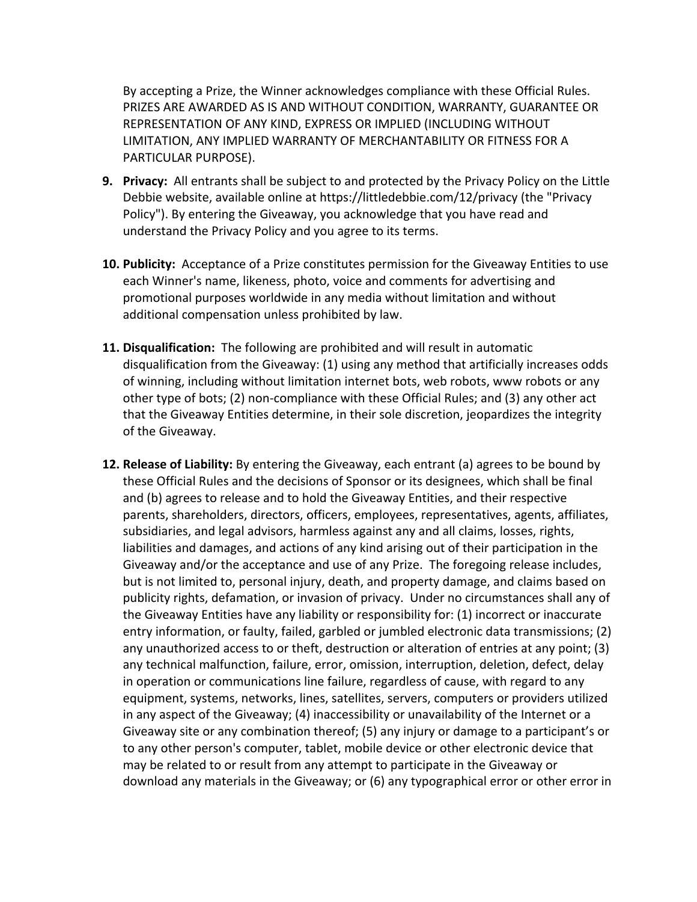By accepting a Prize, the Winner acknowledges compliance with these Official Rules. PRIZES ARE AWARDED AS IS AND WITHOUT CONDITION, WARRANTY, GUARANTEE OR REPRESENTATION OF ANY KIND, EXPRESS OR IMPLIED (INCLUDING WITHOUT LIMITATION, ANY IMPLIED WARRANTY OF MERCHANTABILITY OR FITNESS FOR A PARTICULAR PURPOSE).

9. **Privacy:** All entrants shall be subject to and protected by the Privacy Policy on the Little Debbie website, available online at https://littledebbie.com/12/privacy (the "Privacy Policy"). By entering the Giveaway, you acknowledge that you have read and understand the Privacy Policy and you agree to its terms.

10. **Publicity:** Acceptance of a Prize constitutes permission for the Giveaway Entities to use each Winner's name, likeness, photo, voice and comments for advertising and promotional purposes worldwide in any media without limitation and without additional compensation unless prohibited by law.

11. **Disqualification:** The following are prohibited and will result in automatic disqualification from the Giveaway: (1) using any method that artificially increases odds of winning, including without limitation internet bots, web robots, www robots or any other type of bots; (2) non-compliance with these Official Rules; and (3) any other act that the Giveaway Entities determine, in their sole discretion, jeopardizes the integrity of the Giveaway.

12. **Release of Liability:** By entering the Giveaway, each entrant (a) agrees to be bound by these Official Rules and the decisions of Sponsor or its designees, which shall be final and (b) agrees to release and to hold the Giveaway Entities, and their respective parents, shareholders, directors, officers, employees, representatives, agents, affiliates, subsidiaries, and legal advisors, harmless against any and all claims, losses, rights, liabilities and damages, and actions of any kind arising out of their participation in the Giveaway and/or the acceptance and use of any Prize. The foregoing release includes, but is not limited to, personal injury, death, and property damage, and claims based on publicity rights, defamation, or invasion of privacy. Under no circumstances shall any of the Giveaway Entities have any liability or responsibility for: (1) incorrect or inaccurate entry information, or faulty, failed, garbled or jumbled electronic data transmissions; (2) any unauthorized access to or theft, destruction or alteration of entries at any point; (3) any technical malfunction, failure, error, omission, interruption, deletion, defect, delay in operation or communications line failure, regardless of cause, with regard to any equipment, systems, networks, lines, satellites, servers, computers or providers utilized in any aspect of the Giveaway; (4) inaccessibility or unavailability of the Internet or a Giveaway site or any combination thereof; (5) any injury or damage to a participant's or to any other person's computer, tablet, mobile device or other electronic device that may be related to or result from any attempt to participate in the Giveaway or download any materials in the Giveaway; or (6) any typographical error or other error in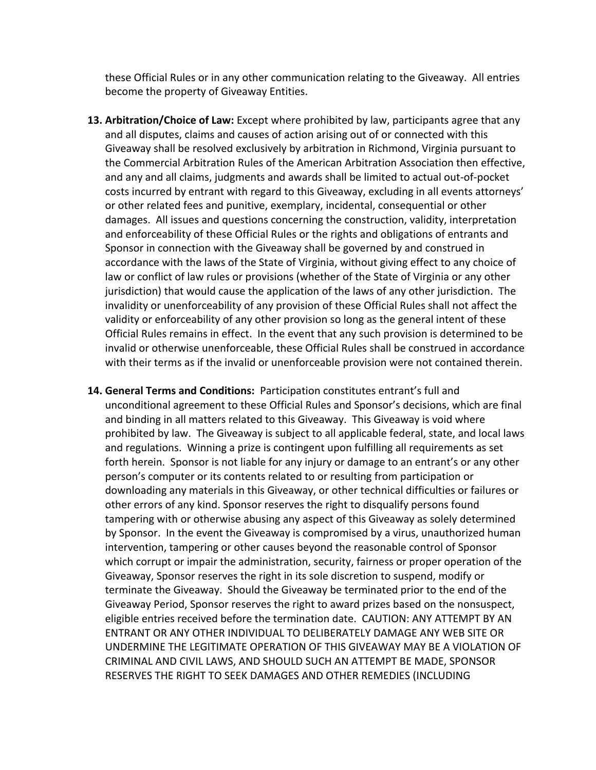these Official Rules or in any other communication relating to the Giveaway. All entries become the property of Giveaway Entities.

13. **Arbitration/Choice of Law:** Except where prohibited by law, participants agree that any and all disputes, claims and causes of action arising out of or connected with this Giveaway shall be resolved exclusively by arbitration in Richmond, Virginia pursuant to the Commercial Arbitration Rules of the American Arbitration Association then effective, and any and all claims, judgments and awards shall be limited to actual out-of-pocket costs incurred by entrant with regard to this Giveaway, excluding in all events attorneys' or other related fees and punitive, exemplary, incidental, consequential or other damages. All issues and questions concerning the construction, validity, interpretation and enforceability of these Official Rules or the rights and obligations of entrants and Sponsor in connection with the Giveaway shall be governed by and construed in accordance with the laws of the State of Virginia, without giving effect to any choice of law or conflict of law rules or provisions (whether of the State of Virginia or any other jurisdiction) that would cause the application of the laws of any other jurisdiction. The invalidity or unenforceability of any provision of these Official Rules shall not affect the validity or enforceability of any other provision so long as the general intent of these Official Rules remains in effect. In the event that any such provision is determined to be invalid or otherwise unenforceable, these Official Rules shall be construed in accordance with their terms as if the invalid or unenforceable provision were not contained therein.

14. **General Terms and Conditions:** Participation constitutes entrant's full and unconditional agreement to these Official Rules and Sponsor's decisions, which are final and binding in all matters related to this Giveaway. This Giveaway is void where prohibited by law. The Giveaway is subject to all applicable federal, state, and local laws and regulations. Winning a prize is contingent upon fulfilling all requirements as set forth herein. Sponsor is not liable for any injury or damage to an entrant's or any other person's computer or its contents related to or resulting from participation or downloading any materials in this Giveaway, or other technical difficulties or failures or other errors of any kind. Sponsor reserves the right to disqualify persons found tampering with or otherwise abusing any aspect of this Giveaway as solely determined by Sponsor. In the event the Giveaway is compromised by a virus, unauthorized human intervention, tampering or other causes beyond the reasonable control of Sponsor which corrupt or impair the administration, security, fairness or proper operation of the Giveaway, Sponsor reserves the right in its sole discretion to suspend, modify or terminate the Giveaway. Should the Giveaway be terminated prior to the end of the Giveaway Period, Sponsor reserves the right to award prizes based on the nonsuspect, eligible entries received before the termination date. CAUTION: ANY ATTEMPT BY AN ENTRANT OR ANY OTHER INDIVIDUAL TO DELIBERATELY DAMAGE ANY WEB SITE OR UNDERMINE THE LEGITIMATE OPERATION OF THIS GIVEAWAY MAY BE A VIOLATION OF CRIMINAL AND CIVIL LAWS, AND SHOULD SUCH AN ATTEMPT BE MADE, SPONSOR RESERVES THE RIGHT TO SEEK DAMAGES AND OTHER REMEDIES (INCLUDING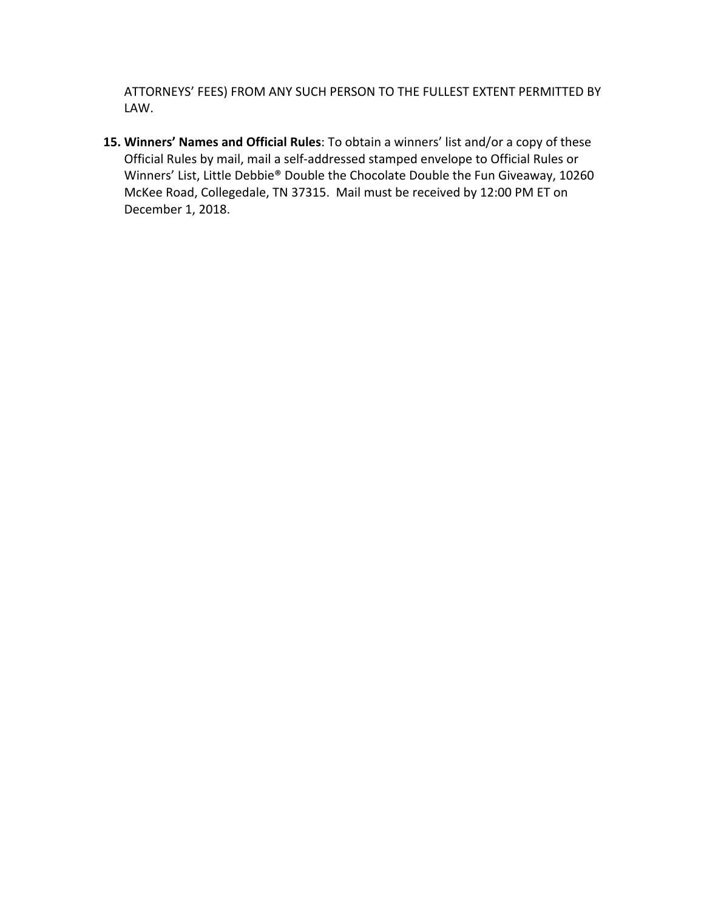ATTORNEYS' FEES) FROM ANY SUCH PERSON TO THE FULLEST EXTENT PERMITTED BY LAW.

15. **Winners' Names and Official Rules**: To obtain a winners' list and/or a copy of these Official Rules by mail, mail a self-addressed stamped envelope to Official Rules or Winners' List, Little Debbie® Double the Chocolate Double the Fun Giveaway, 10260 McKee Road, Collegedale, TN 37315. Mail must be received by 12:00 PM ET on December 1, 2018.